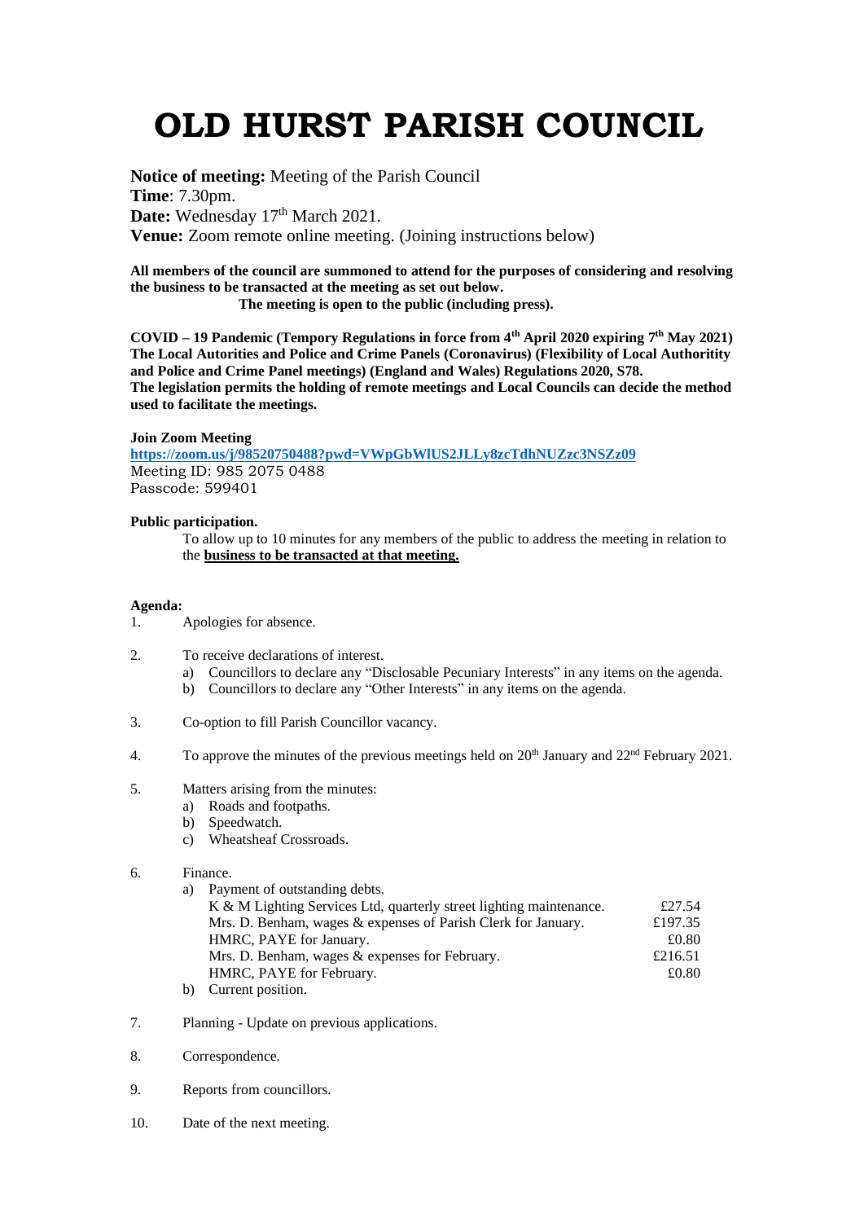# OLD HURST PARISH COUNCIL

**Notice of meeting:** Meeting of the Parish Council
**Time**: 7.30pm.
**Date:** Wednesday 17th March 2021.
**Venue:** Zoom remote online meeting. (Joining instructions below)

**All members of the council are summoned to attend for the purposes of considering and resolving the business to be transacted at the meeting as set out below.**
**The meeting is open to the public (including press).**

**COVID – 19 Pandemic (Tempory Regulations in force from 4th April 2020 expiring 7th May 2021) The Local Autorities and Police and Crime Panels (Coronavirus) (Flexibility of Local Authoritity and Police and Crime Panel meetings) (England and Wales) Regulations 2020, S78. The legislation permits the holding of remote meetings and Local Councils can decide the method used to facilitate the meetings.**

**Join Zoom Meeting**
**https://zoom.us/j/98520750488?pwd=VWpGbWlUS2JLLy8zcTdhNUZzc3NSZz09**
Meeting ID: 985 2075 0488
Passcode: 599401

**Public participation.**

To allow up to 10 minutes for any members of the public to address the meeting in relation to the **business to be transacted at that meeting.**

**Agenda:**

1. Apologies for absence.
2. To receive declarations of interest.
   a) Councillors to declare any "Disclosable Pecuniary Interests" in any items on the agenda.
   b) Councillors to declare any "Other Interests" in any items on the agenda.
3. Co-option to fill Parish Councillor vacancy.
4. To approve the minutes of the previous meetings held on 20th January and 22nd February 2021.
5. Matters arising from the minutes:
   a) Roads and footpaths.
   b) Speedwatch.
   c) Wheatsheaf Crossroads.
6. Finance.
   a) Payment of outstanding debts.

| | |
|---|---|
| K & M Lighting Services Ltd, quarterly street lighting maintenance. | £27.54 |
| Mrs. D. Benham, wages & expenses of Parish Clerk for January. | £197.35 |
| HMRC, PAYE for January. | £0.80 |
| Mrs. D. Benham, wages & expenses for February. | £216.51 |
| HMRC, PAYE for February. | £0.80 |

   b) Current position.

7. Planning - Update on previous applications.
8. Correspondence.
9. Reports from councillors.
10. Date of the next meeting.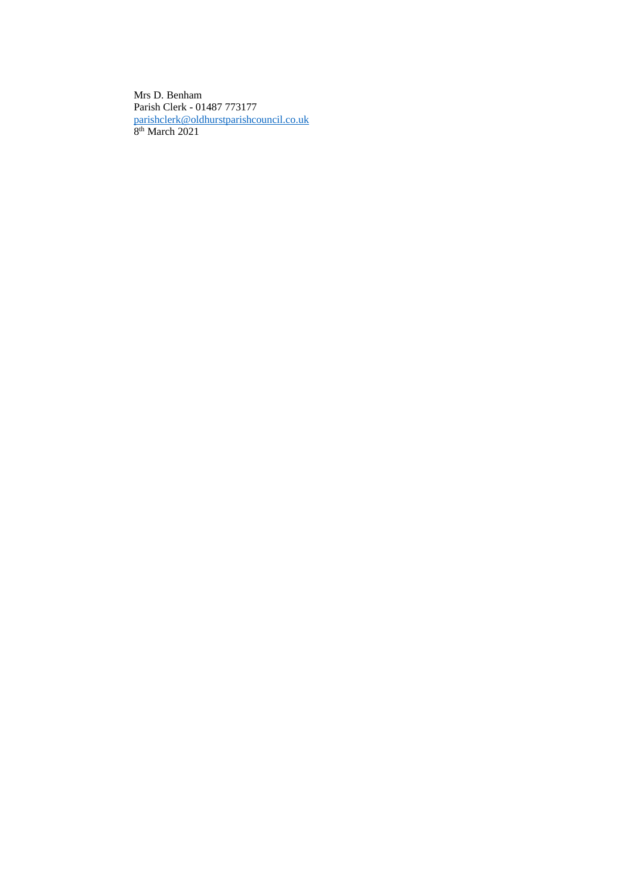Mrs D. Benham  
Parish Clerk - 01487 773177  
parishclerk@oldhurstparishcouncil.co.uk  
8th March 2021